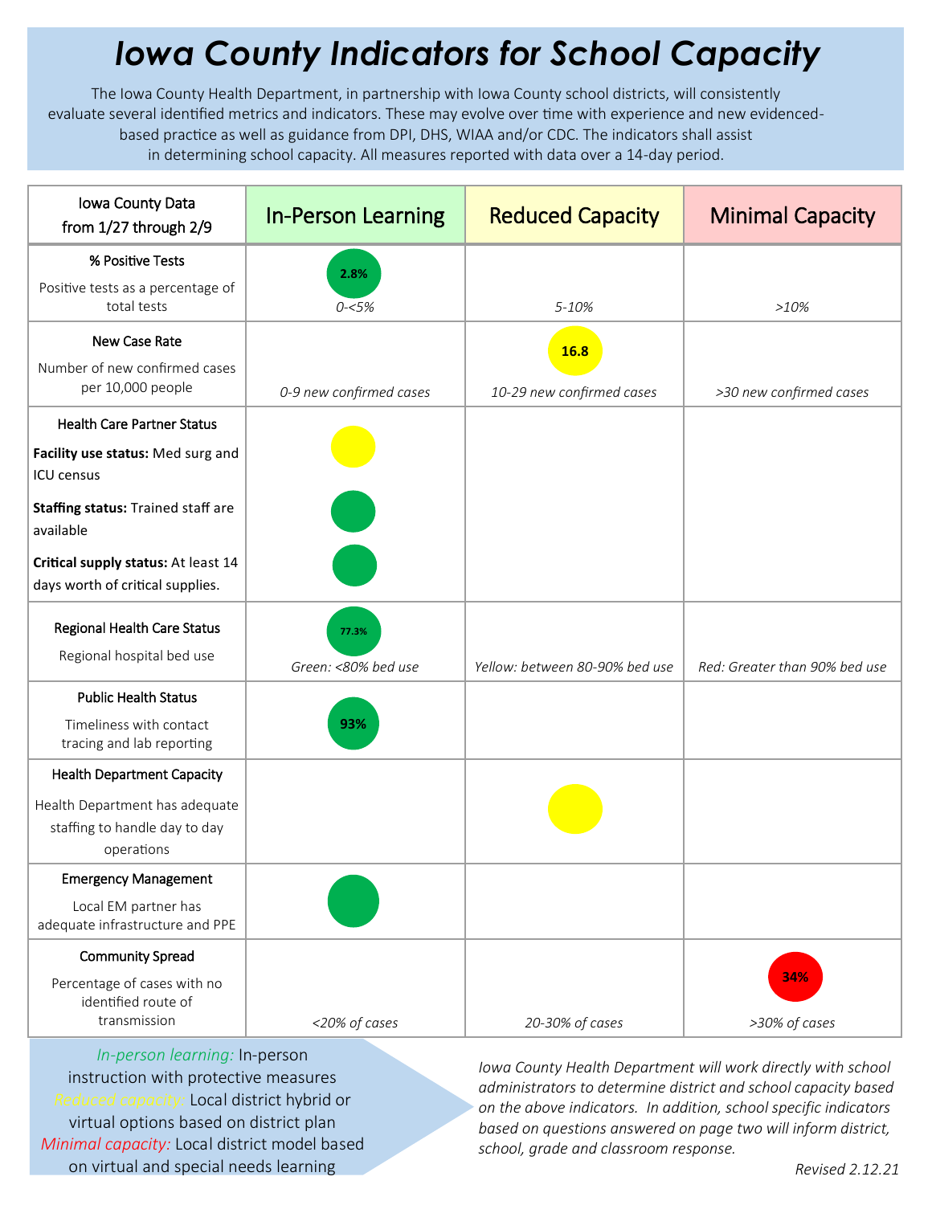# Iowa County Indicators for School Capacity

The Iowa County Health Department, in partnership with Iowa County school districts, will consistently evaluate several identified metrics and indicators. These may evolve over time with experience and new evidenced-based practice as well as guidance from DPI, DHS, WIAA and/or CDC. The indicators shall assist in determining school capacity. All measures reported with data over a 14-day period.

| Iowa County Data from 1/27 through 2/9 | In-Person Learning | Reduced Capacity | Minimal Capacity |
|---|---|---|---|
| **% Positive Tests**<br>Positive tests as a percentage of total tests | 2.8%<br>*0-<5%* | *5-10%* | *>10%* |
| **New Case Rate**<br>Number of new confirmed cases per 10,000 people | *0-9 new confirmed cases* | 16.8<br>*10-29 new confirmed cases* | *>30 new confirmed cases* |
| **Health Care Partner Status**<br>**Facility use status:** Med surg and ICU census<br>**Staffing status:** Trained staff are available<br>**Critical supply status:** At least 14 days worth of critical supplies. | Facility use status: (yellow)<br>Staffing status: (green)<br>Critical supply status: (green) | | |
| **Regional Health Care Status**<br>Regional hospital bed use | 77.3%<br>*Green: <80% bed use* | *Yellow: between 80-90% bed use* | *Red: Greater than 90% bed use* |
| **Public Health Status**<br>Timeliness with contact tracing and lab reporting | 93% | | |
| **Health Department Capacity**<br>Health Department has adequate staffing to handle day to day operations | | (yellow) | |
| **Emergency Management**<br>Local EM partner has adequate infrastructure and PPE | (green) | | |
| **Community Spread**<br>Percentage of cases with no identified route of transmission | *<20% of cases* | *20-30% of cases* | 34%<br>*>30% of cases* |

*In-person learning:* In-person instruction with protective measures
*Reduced capacity:* Local district hybrid or virtual options based on district plan
*Minimal capacity:* Local district model based on virtual and special needs learning

*Iowa County Health Department will work directly with school administrators to determine district and school capacity based on the above indicators. In addition, school specific indicators based on questions answered on page two will inform district, school, grade and classroom response.*

*Revised 2.12.21*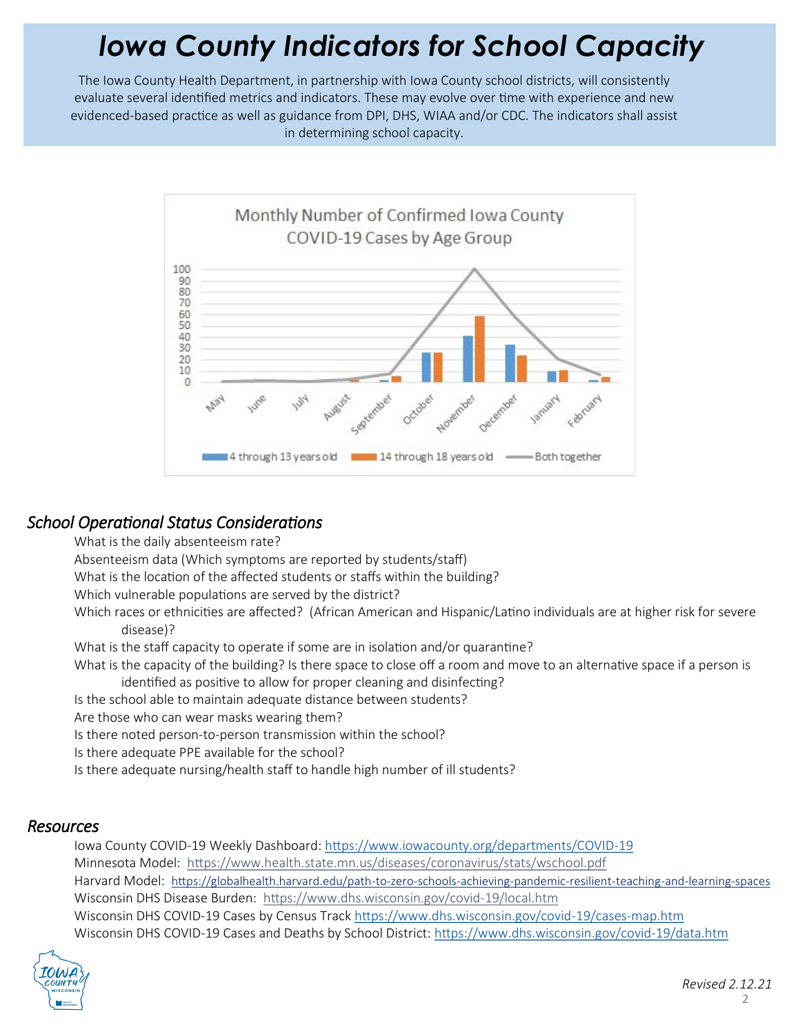# *Iowa County Indicators for School Capacity*

The Iowa County Health Department, in partnership with Iowa County school districts, will consistently evaluate several identified metrics and indicators. These may evolve over time with experience and new evidenced-based practice as well as guidance from DPI, DHS, WIAA and/or CDC. The indicators shall assist in determining school capacity.

Monthly Number of Confirmed Iowa County COVID-19 Cases by Age Group

100
90
80
70
60
50
40
30
20
10
0

May
June
July
August
September
October
November
December
January
February

4 through 13 years old
14 through 18 years old
Both together

## *School Operational Status Considerations*

What is the daily absenteeism rate?
Absenteeism data (Which symptoms are reported by students/staff)
What is the location of the affected students or staffs within the building?
Which vulnerable populations are served by the district?
Which races or ethnicities are affected? (African American and Hispanic/Latino individuals are at higher risk for severe disease)?
What is the staff capacity to operate if some are in isolation and/or quarantine?
What is the capacity of the building? Is there space to close off a room and move to an alternative space if a person is identified as positive to allow for proper cleaning and disinfecting?
Is the school able to maintain adequate distance between students?
Are those who can wear masks wearing them?
Is there noted person-to-person transmission within the school?
Is there adequate PPE available for the school?
Is there adequate nursing/health staff to handle high number of ill students?

## *Resources*

Iowa County COVID-19 Weekly Dashboard: https://www.iowacounty.org/departments/COVID-19
Minnesota Model: https://www.health.state.mn.us/diseases/coronavirus/stats/wschool.pdf
Harvard Model: https://globalhealth.harvard.edu/path-to-zero-schools-achieving-pandemic-resilient-teaching-and-learning-spaces
Wisconsin DHS Disease Burden: https://www.dhs.wisconsin.gov/covid-19/local.htm
Wisconsin DHS COVID-19 Cases by Census Track https://www.dhs.wisconsin.gov/covid-19/cases-map.htm
Wisconsin DHS COVID-19 Cases and Deaths by School District: https://www.dhs.wisconsin.gov/covid-19/data.htm

*Revised 2.12.21*